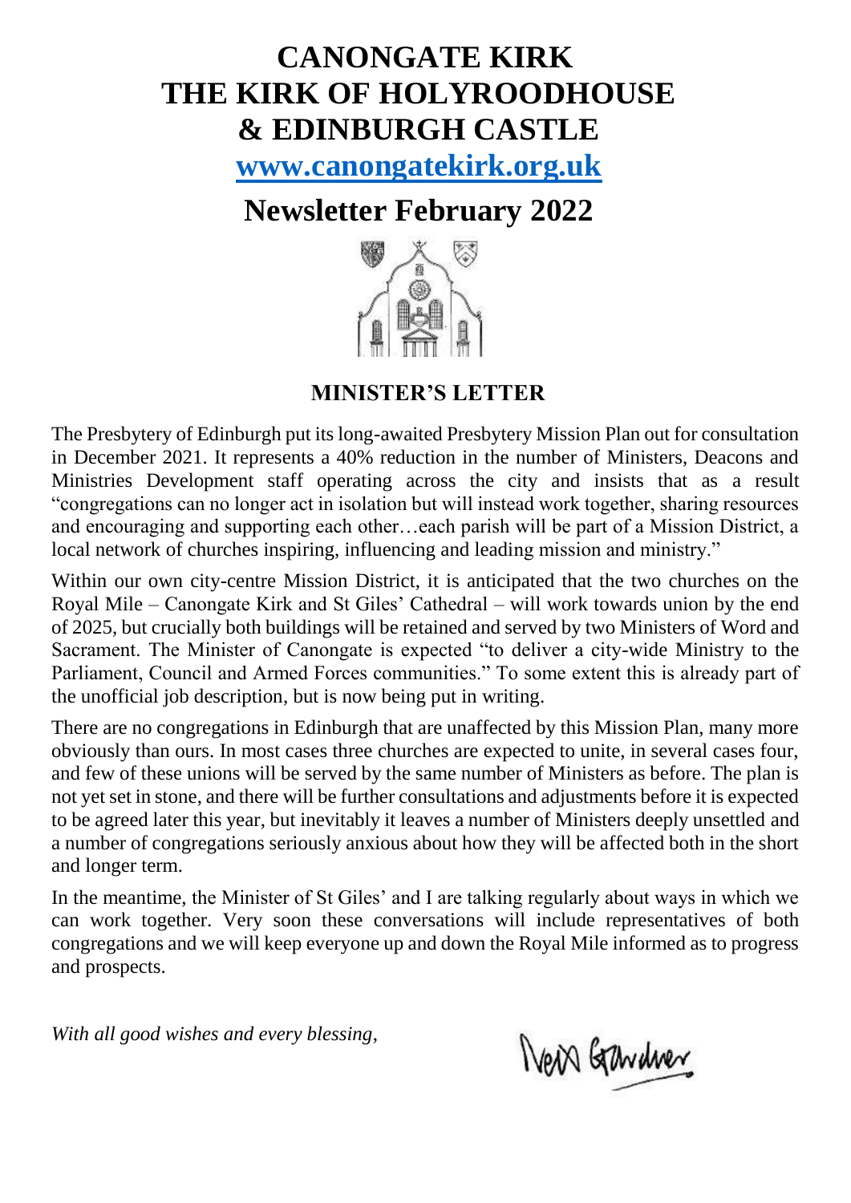# CANONGATE KIRK
# THE KIRK OF HOLYROODHOUSE
# & EDINBURGH CASTLE

**[www.canongatekirk.org.uk](http://www.canongatekirk.org.uk)**

## Newsletter February 2022

### MINISTER'S LETTER

The Presbytery of Edinburgh put its long-awaited Presbytery Mission Plan out for consultation in December 2021. It represents a 40% reduction in the number of Ministers, Deacons and Ministries Development staff operating across the city and insists that as a result "congregations can no longer act in isolation but will instead work together, sharing resources and encouraging and supporting each other…each parish will be part of a Mission District, a local network of churches inspiring, influencing and leading mission and ministry."

Within our own city-centre Mission District, it is anticipated that the two churches on the Royal Mile – Canongate Kirk and St Giles' Cathedral – will work towards union by the end of 2025, but crucially both buildings will be retained and served by two Ministers of Word and Sacrament. The Minister of Canongate is expected "to deliver a city-wide Ministry to the Parliament, Council and Armed Forces communities." To some extent this is already part of the unofficial job description, but is now being put in writing.

There are no congregations in Edinburgh that are unaffected by this Mission Plan, many more obviously than ours. In most cases three churches are expected to unite, in several cases four, and few of these unions will be served by the same number of Ministers as before. The plan is not yet set in stone, and there will be further consultations and adjustments before it is expected to be agreed later this year, but inevitably it leaves a number of Ministers deeply unsettled and a number of congregations seriously anxious about how they will be affected both in the short and longer term.

In the meantime, the Minister of St Giles' and I are talking regularly about ways in which we can work together. Very soon these conversations will include representatives of both congregations and we will keep everyone up and down the Royal Mile informed as to progress and prospects.

*With all good wishes and every blessing,*

Neil Gardner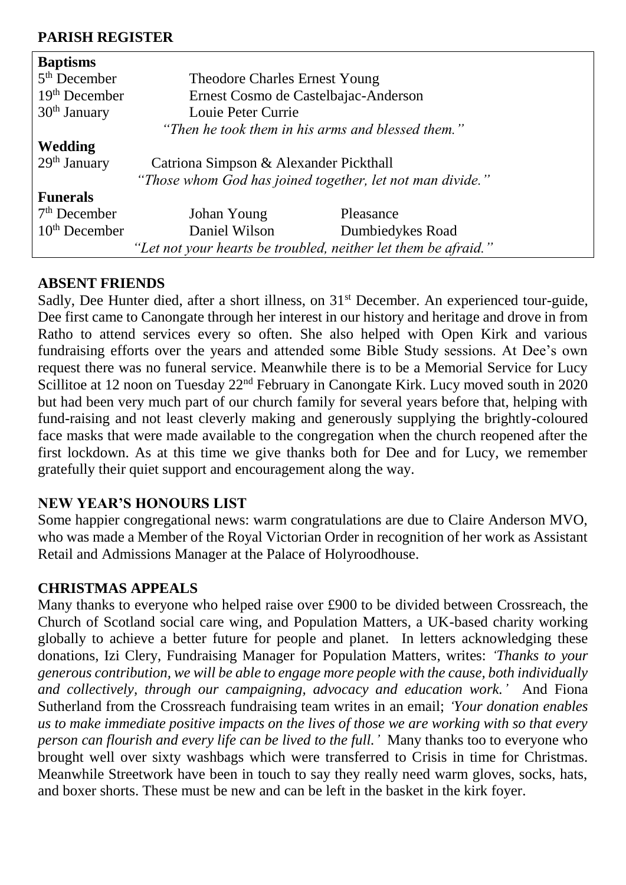## PARISH REGISTER

| **Baptisms** | | |
|---|---|---|
| 5th December | Theodore Charles Ernest Young | |
| 19th December | Ernest Cosmo de Castelbajac-Anderson | |
| 30th January | Louie Peter Currie | |
| | *"Then he took them in his arms and blessed them."* | |
| **Wedding** | | |
| 29th January | Catriona Simpson & Alexander Pickthall | |
| | *"Those whom God has joined together, let not man divide."* | |
| **Funerals** | | |
| 7th December | Johan Young | Pleasance |
| 10th December | Daniel Wilson | Dumbiedykes Road |
| | *"Let not your hearts be troubled, neither let them be afraid."* | |

## ABSENT FRIENDS

Sadly, Dee Hunter died, after a short illness, on 31st December. An experienced tour-guide, Dee first came to Canongate through her interest in our history and heritage and drove in from Ratho to attend services every so often. She also helped with Open Kirk and various fundraising efforts over the years and attended some Bible Study sessions. At Dee's own request there was no funeral service. Meanwhile there is to be a Memorial Service for Lucy Scillitoe at 12 noon on Tuesday 22nd February in Canongate Kirk. Lucy moved south in 2020 but had been very much part of our church family for several years before that, helping with fund-raising and not least cleverly making and generously supplying the brightly-coloured face masks that were made available to the congregation when the church reopened after the first lockdown. As at this time we give thanks both for Dee and for Lucy, we remember gratefully their quiet support and encouragement along the way.

## NEW YEAR'S HONOURS LIST

Some happier congregational news: warm congratulations are due to Claire Anderson MVO, who was made a Member of the Royal Victorian Order in recognition of her work as Assistant Retail and Admissions Manager at the Palace of Holyroodhouse.

## CHRISTMAS APPEALS

Many thanks to everyone who helped raise over £900 to be divided between Crossreach, the Church of Scotland social care wing, and Population Matters, a UK-based charity working globally to achieve a better future for people and planet. In letters acknowledging these donations, Izi Clery, Fundraising Manager for Population Matters, writes: *'Thanks to your generous contribution, we will be able to engage more people with the cause, both individually and collectively, through our campaigning, advocacy and education work.'* And Fiona Sutherland from the Crossreach fundraising team writes in an email; *'Your donation enables us to make immediate positive impacts on the lives of those we are working with so that every person can flourish and every life can be lived to the full.'* Many thanks too to everyone who brought well over sixty washbags which were transferred to Crisis in time for Christmas. Meanwhile Streetwork have been in touch to say they really need warm gloves, socks, hats, and boxer shorts. These must be new and can be left in the basket in the kirk foyer.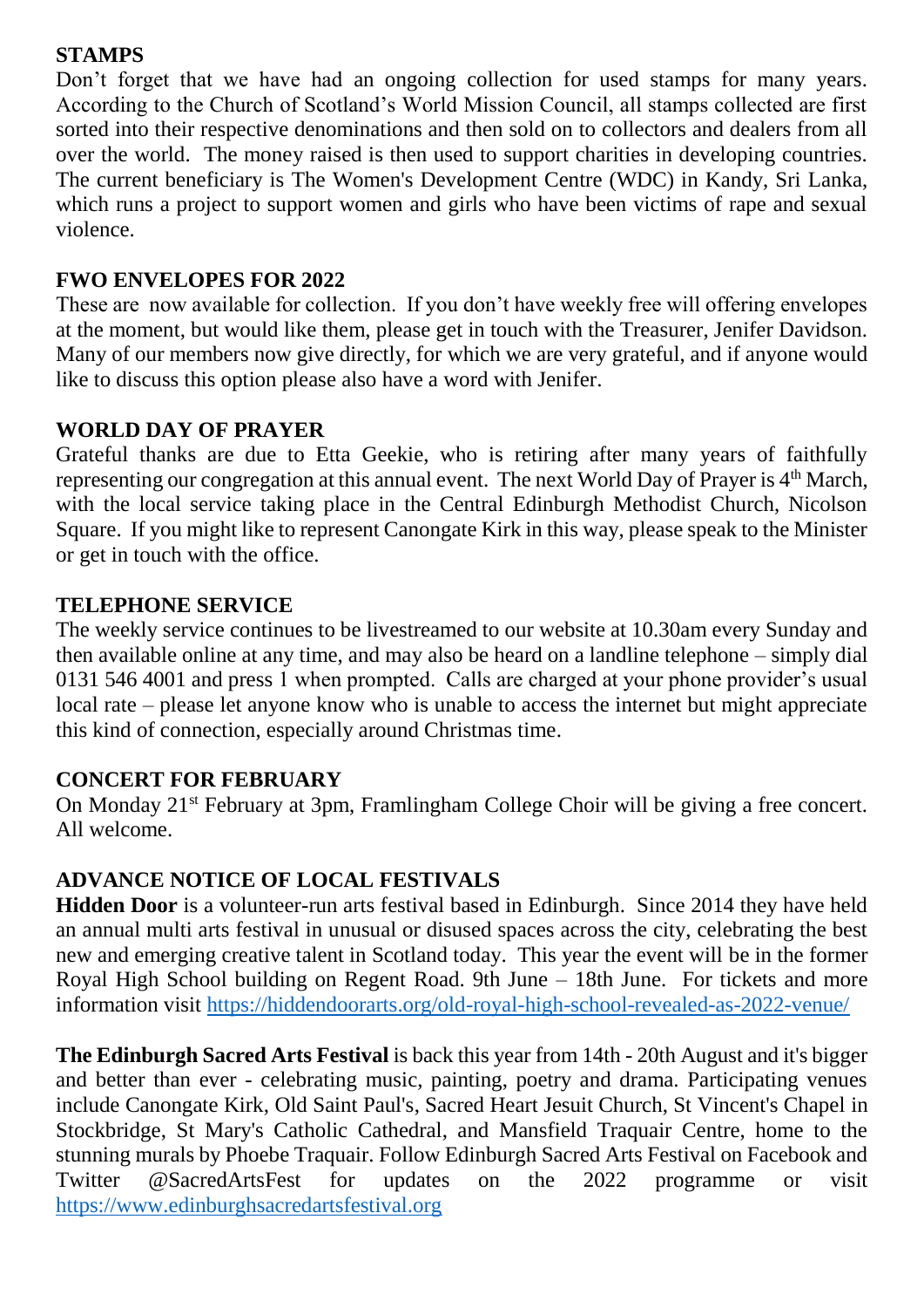## STAMPS

Don't forget that we have had an ongoing collection for used stamps for many years. According to the Church of Scotland's World Mission Council, all stamps collected are first sorted into their respective denominations and then sold on to collectors and dealers from all over the world. The money raised is then used to support charities in developing countries. The current beneficiary is The Women's Development Centre (WDC) in Kandy, Sri Lanka, which runs a project to support women and girls who have been victims of rape and sexual violence.

## FWO ENVELOPES FOR 2022

These are now available for collection. If you don't have weekly free will offering envelopes at the moment, but would like them, please get in touch with the Treasurer, Jenifer Davidson. Many of our members now give directly, for which we are very grateful, and if anyone would like to discuss this option please also have a word with Jenifer.

## WORLD DAY OF PRAYER

Grateful thanks are due to Etta Geekie, who is retiring after many years of faithfully representing our congregation at this annual event. The next World Day of Prayer is 4th March, with the local service taking place in the Central Edinburgh Methodist Church, Nicolson Square. If you might like to represent Canongate Kirk in this way, please speak to the Minister or get in touch with the office.

## TELEPHONE SERVICE

The weekly service continues to be livestreamed to our website at 10.30am every Sunday and then available online at any time, and may also be heard on a landline telephone – simply dial 0131 546 4001 and press 1 when prompted. Calls are charged at your phone provider's usual local rate – please let anyone know who is unable to access the internet but might appreciate this kind of connection, especially around Christmas time.

## CONCERT FOR FEBRUARY

On Monday 21st February at 3pm, Framlingham College Choir will be giving a free concert. All welcome.

## ADVANCE NOTICE OF LOCAL FESTIVALS

**Hidden Door** is a volunteer-run arts festival based in Edinburgh. Since 2014 they have held an annual multi arts festival in unusual or disused spaces across the city, celebrating the best new and emerging creative talent in Scotland today. This year the event will be in the former Royal High School building on Regent Road. 9th June – 18th June. For tickets and more information visit https://hiddendoorarts.org/old-royal-high-school-revealed-as-2022-venue/

**The Edinburgh Sacred Arts Festival** is back this year from 14th - 20th August and it's bigger and better than ever - celebrating music, painting, poetry and drama. Participating venues include Canongate Kirk, Old Saint Paul's, Sacred Heart Jesuit Church, St Vincent's Chapel in Stockbridge, St Mary's Catholic Cathedral, and Mansfield Traquair Centre, home to the stunning murals by Phoebe Traquair. Follow Edinburgh Sacred Arts Festival on Facebook and Twitter @SacredArtsFest for updates on the 2022 programme or visit https://www.edinburghsacredartsfestival.org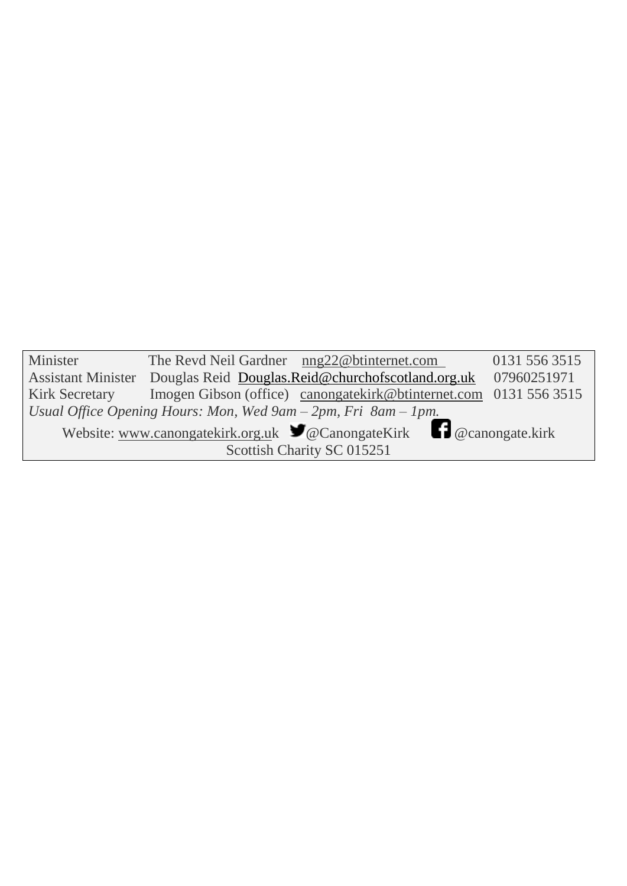| | | | |
|---|---|---|---|
| Minister | The Revd Neil Gardner | nng22@btinternet.com | 0131 556 3515 |
| Assistant Minister | Douglas Reid | Douglas.Reid@churchofscotland.org.uk | 07960251971 |
| Kirk Secretary | Imogen Gibson (office) | canongatekirk@btinternet.com | 0131 556 3515 |

*Usual Office Opening Hours: Mon, Wed 9am – 2pm, Fri 8am – 1pm.*

Website: www.canongatekirk.org.uk @CanongateKirk @canongate.kirk

Scottish Charity SC 015251